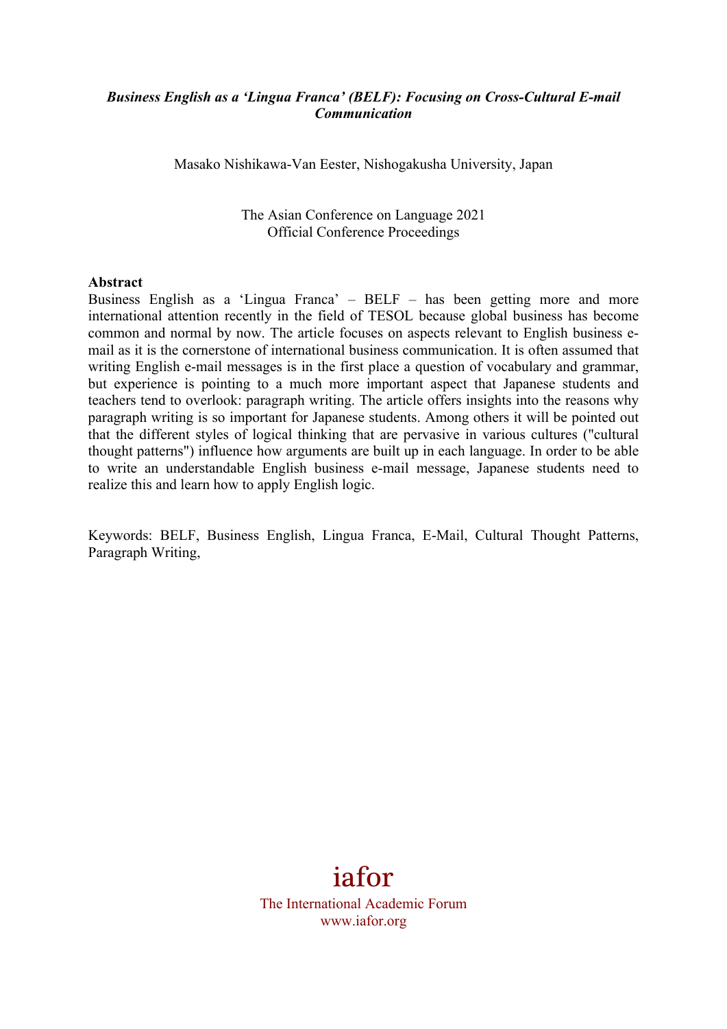***Business English as a 'Lingua Franca' (BELF): Focusing on Cross-Cultural E-mail Communication***

Masako Nishikawa-Van Eester, Nishogakusha University, Japan

The Asian Conference on Language 2021
Official Conference Proceedings

**Abstract**

Business English as a 'Lingua Franca' – BELF – has been getting more and more international attention recently in the field of TESOL because global business has become common and normal by now. The article focuses on aspects relevant to English business e-mail as it is the cornerstone of international business communication. It is often assumed that writing English e-mail messages is in the first place a question of vocabulary and grammar, but experience is pointing to a much more important aspect that Japanese students and teachers tend to overlook: paragraph writing. The article offers insights into the reasons why paragraph writing is so important for Japanese students. Among others it will be pointed out that the different styles of logical thinking that are pervasive in various cultures ("cultural thought patterns") influence how arguments are built up in each language. In order to be able to write an understandable English business e-mail message, Japanese students need to realize this and learn how to apply English logic.

Keywords: BELF, Business English, Lingua Franca, E-Mail, Cultural Thought Patterns, Paragraph Writing,

iafor

The International Academic Forum
www.iafor.org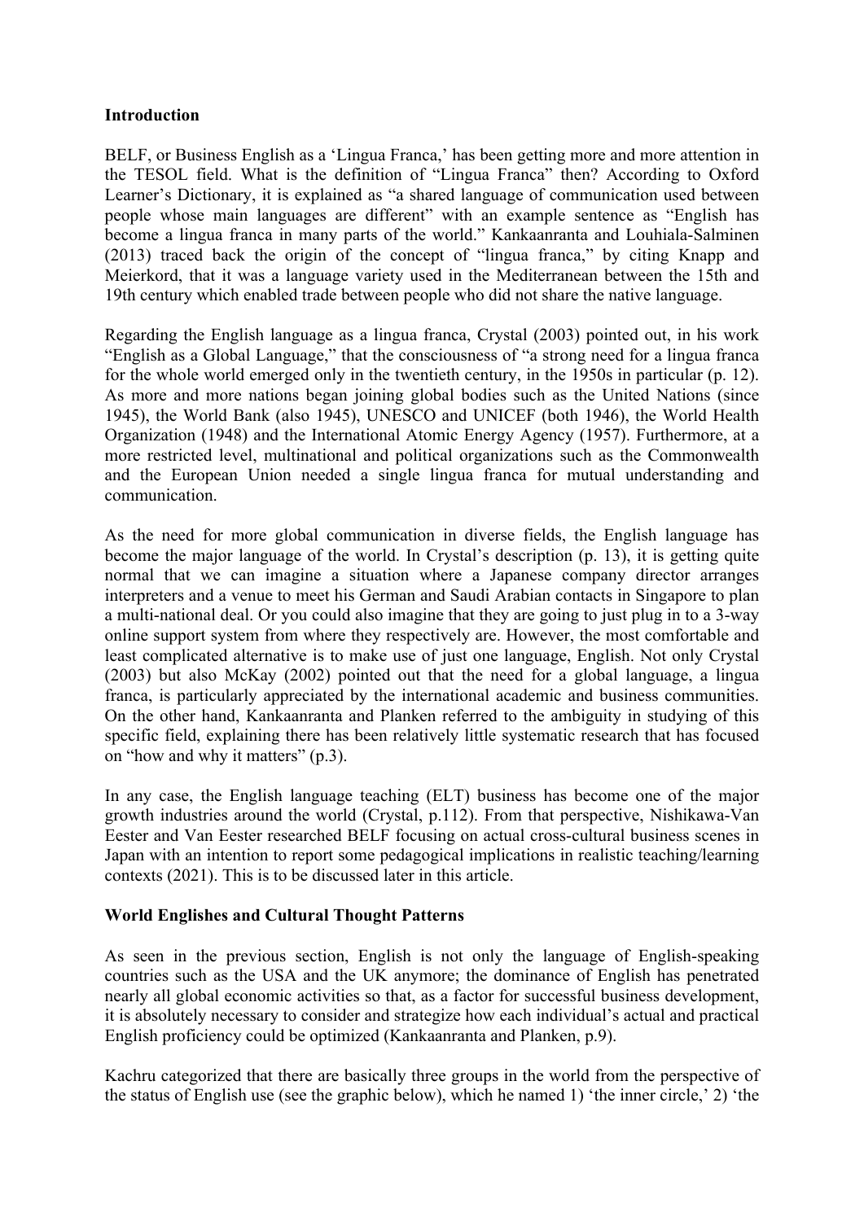## Introduction

BELF, or Business English as a 'Lingua Franca,' has been getting more and more attention in the TESOL field. What is the definition of "Lingua Franca" then? According to Oxford Learner's Dictionary, it is explained as "a shared language of communication used between people whose main languages are different" with an example sentence as "English has become a lingua franca in many parts of the world." Kankaanranta and Louhiala-Salminen (2013) traced back the origin of the concept of "lingua franca," by citing Knapp and Meierkord, that it was a language variety used in the Mediterranean between the 15th and 19th century which enabled trade between people who did not share the native language.

Regarding the English language as a lingua franca, Crystal (2003) pointed out, in his work "English as a Global Language," that the consciousness of "a strong need for a lingua franca for the whole world emerged only in the twentieth century, in the 1950s in particular (p. 12). As more and more nations began joining global bodies such as the United Nations (since 1945), the World Bank (also 1945), UNESCO and UNICEF (both 1946), the World Health Organization (1948) and the International Atomic Energy Agency (1957). Furthermore, at a more restricted level, multinational and political organizations such as the Commonwealth and the European Union needed a single lingua franca for mutual understanding and communication.

As the need for more global communication in diverse fields, the English language has become the major language of the world. In Crystal's description (p. 13), it is getting quite normal that we can imagine a situation where a Japanese company director arranges interpreters and a venue to meet his German and Saudi Arabian contacts in Singapore to plan a multi-national deal. Or you could also imagine that they are going to just plug in to a 3-way online support system from where they respectively are. However, the most comfortable and least complicated alternative is to make use of just one language, English. Not only Crystal (2003) but also McKay (2002) pointed out that the need for a global language, a lingua franca, is particularly appreciated by the international academic and business communities. On the other hand, Kankaanranta and Planken referred to the ambiguity in studying of this specific field, explaining there has been relatively little systematic research that has focused on "how and why it matters" (p.3).

In any case, the English language teaching (ELT) business has become one of the major growth industries around the world (Crystal, p.112). From that perspective, Nishikawa-Van Eester and Van Eester researched BELF focusing on actual cross-cultural business scenes in Japan with an intention to report some pedagogical implications in realistic teaching/learning contexts (2021). This is to be discussed later in this article.

## World Englishes and Cultural Thought Patterns

As seen in the previous section, English is not only the language of English-speaking countries such as the USA and the UK anymore; the dominance of English has penetrated nearly all global economic activities so that, as a factor for successful business development, it is absolutely necessary to consider and strategize how each individual's actual and practical English proficiency could be optimized (Kankaanranta and Planken, p.9).

Kachru categorized that there are basically three groups in the world from the perspective of the status of English use (see the graphic below), which he named 1) 'the inner circle,' 2) 'the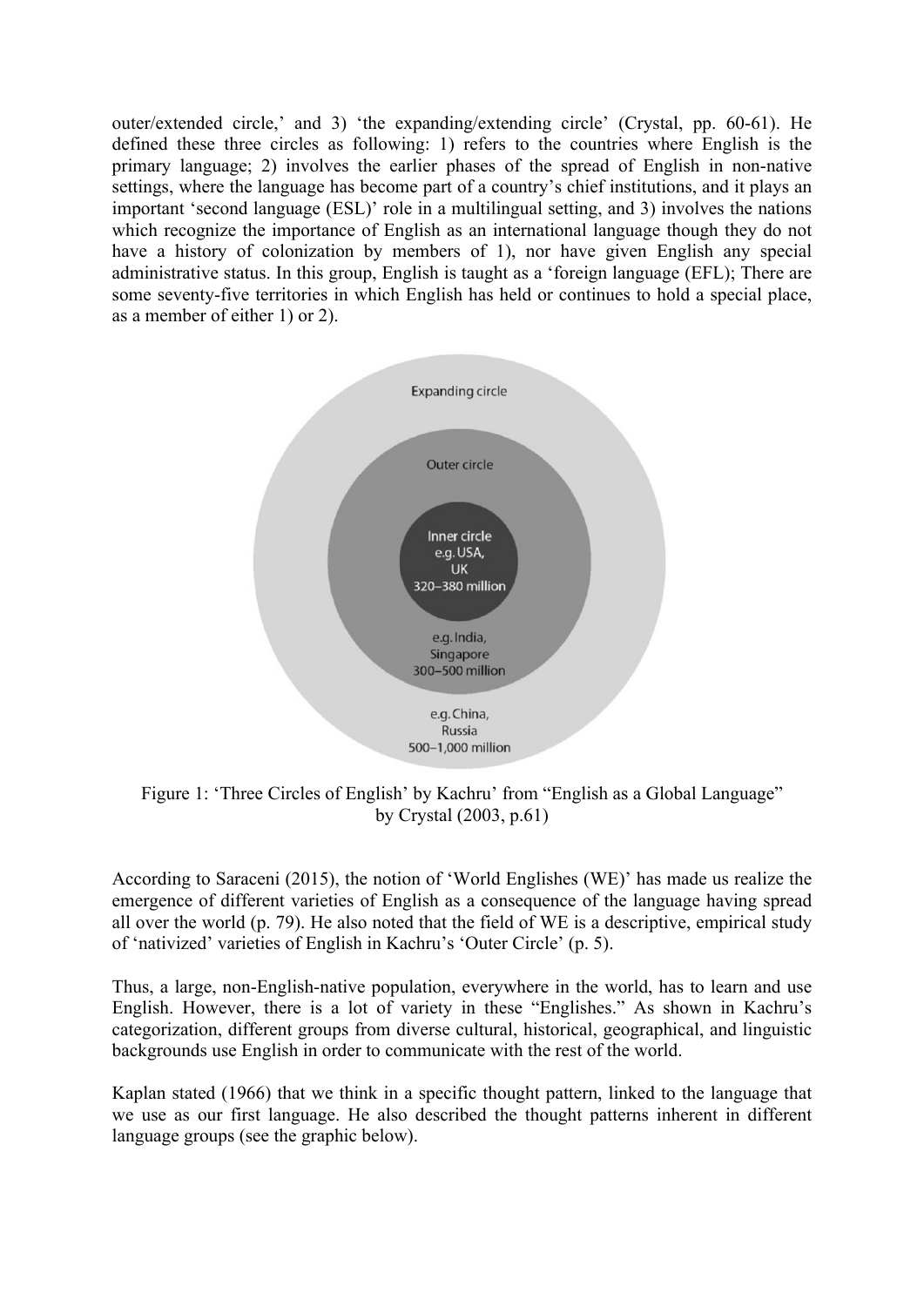outer/extended circle,' and 3) 'the expanding/extending circle' (Crystal, pp. 60-61). He defined these three circles as following: 1) refers to the countries where English is the primary language; 2) involves the earlier phases of the spread of English in non-native settings, where the language has become part of a country's chief institutions, and it plays an important 'second language (ESL)' role in a multilingual setting, and 3) involves the nations which recognize the importance of English as an international language though they do not have a history of colonization by members of 1), nor have given English any special administrative status. In this group, English is taught as a 'foreign language (EFL); There are some seventy-five territories in which English has held or continues to hold a special place, as a member of either 1) or 2).

Figure 1: 'Three Circles of English' by Kachru' from "English as a Global Language" by Crystal (2003, p.61)

According to Saraceni (2015), the notion of 'World Englishes (WE)' has made us realize the emergence of different varieties of English as a consequence of the language having spread all over the world (p. 79). He also noted that the field of WE is a descriptive, empirical study of 'nativized' varieties of English in Kachru's 'Outer Circle' (p. 5).

Thus, a large, non-English-native population, everywhere in the world, has to learn and use English. However, there is a lot of variety in these "Englishes." As shown in Kachru's categorization, different groups from diverse cultural, historical, geographical, and linguistic backgrounds use English in order to communicate with the rest of the world.

Kaplan stated (1966) that we think in a specific thought pattern, linked to the language that we use as our first language. He also described the thought patterns inherent in different language groups (see the graphic below).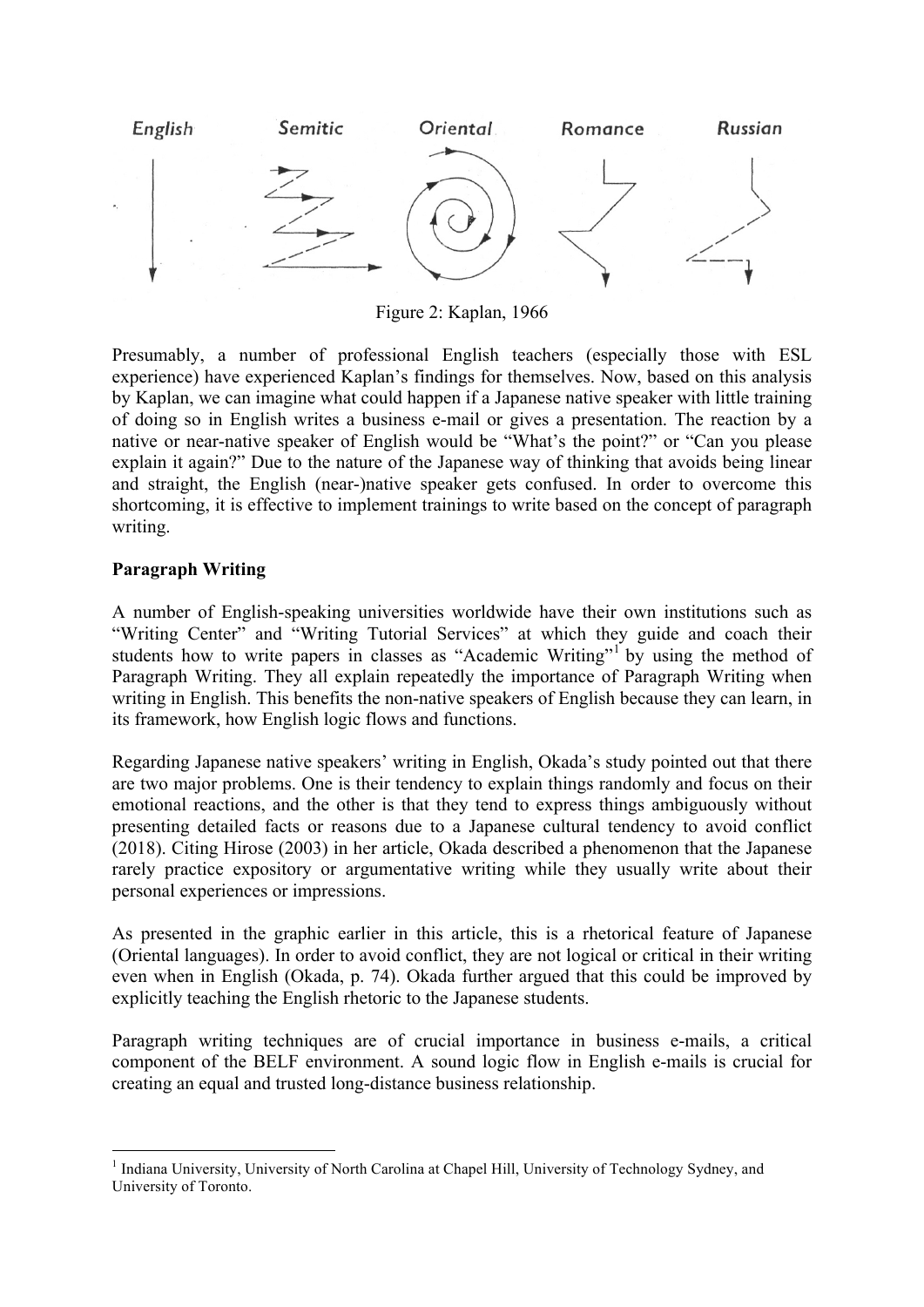English Semitic Oriental Romance Russian

Figure 2: Kaplan, 1966

Presumably, a number of professional English teachers (especially those with ESL experience) have experienced Kaplan's findings for themselves. Now, based on this analysis by Kaplan, we can imagine what could happen if a Japanese native speaker with little training of doing so in English writes a business e-mail or gives a presentation. The reaction by a native or near-native speaker of English would be "What's the point?" or "Can you please explain it again?" Due to the nature of the Japanese way of thinking that avoids being linear and straight, the English (near-)native speaker gets confused. In order to overcome this shortcoming, it is effective to implement trainings to write based on the concept of paragraph writing.

**Paragraph Writing**

A number of English-speaking universities worldwide have their own institutions such as "Writing Center" and "Writing Tutorial Services" at which they guide and coach their students how to write papers in classes as "Academic Writing"[1] by using the method of Paragraph Writing. They all explain repeatedly the importance of Paragraph Writing when writing in English. This benefits the non-native speakers of English because they can learn, in its framework, how English logic flows and functions.

Regarding Japanese native speakers' writing in English, Okada's study pointed out that there are two major problems. One is their tendency to explain things randomly and focus on their emotional reactions, and the other is that they tend to express things ambiguously without presenting detailed facts or reasons due to a Japanese cultural tendency to avoid conflict (2018). Citing Hirose (2003) in her article, Okada described a phenomenon that the Japanese rarely practice expository or argumentative writing while they usually write about their personal experiences or impressions.

As presented in the graphic earlier in this article, this is a rhetorical feature of Japanese (Oriental languages). In order to avoid conflict, they are not logical or critical in their writing even when in English (Okada, p. 74). Okada further argued that this could be improved by explicitly teaching the English rhetoric to the Japanese students.

Paragraph writing techniques are of crucial importance in business e-mails, a critical component of the BELF environment. A sound logic flow in English e-mails is crucial for creating an equal and trusted long-distance business relationship.

[1] Indiana University, University of North Carolina at Chapel Hill, University of Technology Sydney, and University of Toronto.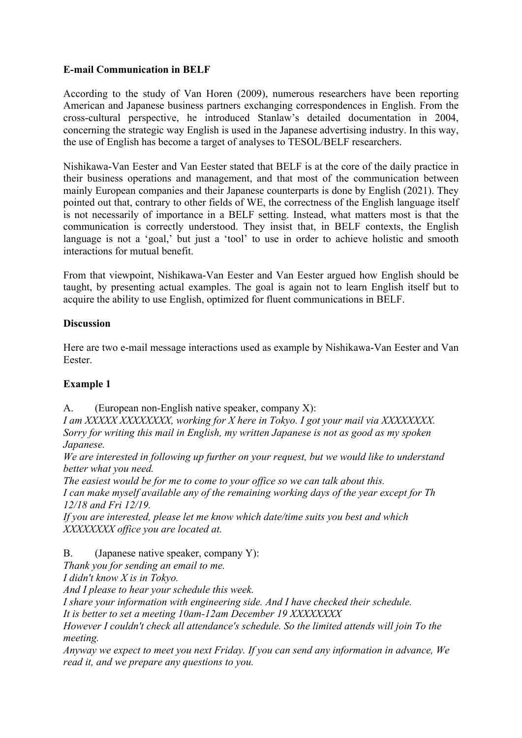**E-mail Communication in BELF**

According to the study of Van Horen (2009), numerous researchers have been reporting American and Japanese business partners exchanging correspondences in English. From the cross-cultural perspective, he introduced Stanlaw's detailed documentation in 2004, concerning the strategic way English is used in the Japanese advertising industry. In this way, the use of English has become a target of analyses to TESOL/BELF researchers.

Nishikawa-Van Eester and Van Eester stated that BELF is at the core of the daily practice in their business operations and management, and that most of the communication between mainly European companies and their Japanese counterparts is done by English (2021). They pointed out that, contrary to other fields of WE, the correctness of the English language itself is not necessarily of importance in a BELF setting. Instead, what matters most is that the communication is correctly understood. They insist that, in BELF contexts, the English language is not a 'goal,' but just a 'tool' to use in order to achieve holistic and smooth interactions for mutual benefit.

From that viewpoint, Nishikawa-Van Eester and Van Eester argued how English should be taught, by presenting actual examples. The goal is again not to learn English itself but to acquire the ability to use English, optimized for fluent communications in BELF.

**Discussion**

Here are two e-mail message interactions used as example by Nishikawa-Van Eester and Van Eester.

**Example 1**

A. (European non-English native speaker, company X):
*I am XXXXX XXXXXXXX, working for X here in Tokyo. I got your mail via XXXXXXXX.*
*Sorry for writing this mail in English, my written Japanese is not as good as my spoken Japanese.*
*We are interested in following up further on your request, but we would like to understand better what you need.*
*The easiest would be for me to come to your office so we can talk about this.*
*I can make myself available any of the remaining working days of the year except for Th 12/18 and Fri 12/19.*
*If you are interested, please let me know which date/time suits you best and which XXXXXXXX office you are located at.*

B. (Japanese native speaker, company Y):
*Thank you for sending an email to me.*
*I didn't know X is in Tokyo.*
*And I please to hear your schedule this week.*
*I share your information with engineering side. And I have checked their schedule.*
*It is better to set a meeting 10am-12am December 19 XXXXXXXX*
*However I couldn't check all attendance's schedule. So the limited attends will join To the meeting.*
*Anyway we expect to meet you next Friday. If you can send any information in advance, We read it, and we prepare any questions to you.*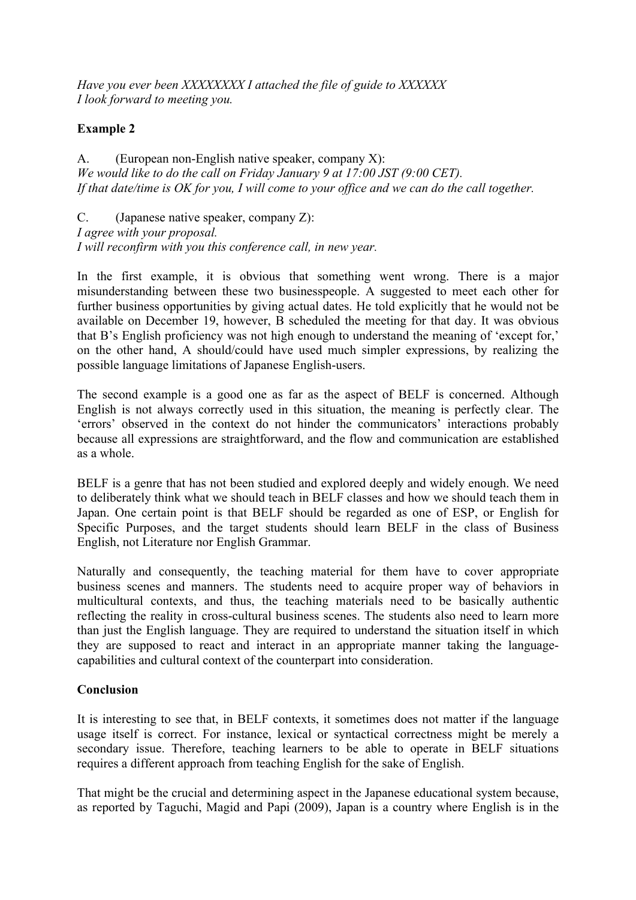*Have you ever been XXXXXXXX I attached the file of guide to XXXXXX*
*I look forward to meeting you.*

**Example 2**

A. (European non-English native speaker, company X):
*We would like to do the call on Friday January 9 at 17:00 JST (9:00 CET).*
*If that date/time is OK for you, I will come to your office and we can do the call together.*

C. (Japanese native speaker, company Z):
*I agree with your proposal.*
*I will reconfirm with you this conference call, in new year.*

In the first example, it is obvious that something went wrong. There is a major misunderstanding between these two businesspeople. A suggested to meet each other for further business opportunities by giving actual dates. He told explicitly that he would not be available on December 19, however, B scheduled the meeting for that day. It was obvious that B's English proficiency was not high enough to understand the meaning of 'except for,' on the other hand, A should/could have used much simpler expressions, by realizing the possible language limitations of Japanese English-users.

The second example is a good one as far as the aspect of BELF is concerned. Although English is not always correctly used in this situation, the meaning is perfectly clear. The 'errors' observed in the context do not hinder the communicators' interactions probably because all expressions are straightforward, and the flow and communication are established as a whole.

BELF is a genre that has not been studied and explored deeply and widely enough. We need to deliberately think what we should teach in BELF classes and how we should teach them in Japan. One certain point is that BELF should be regarded as one of ESP, or English for Specific Purposes, and the target students should learn BELF in the class of Business English, not Literature nor English Grammar.

Naturally and consequently, the teaching material for them have to cover appropriate business scenes and manners. The students need to acquire proper way of behaviors in multicultural contexts, and thus, the teaching materials need to be basically authentic reflecting the reality in cross-cultural business scenes. The students also need to learn more than just the English language. They are required to understand the situation itself in which they are supposed to react and interact in an appropriate manner taking the language-capabilities and cultural context of the counterpart into consideration.

**Conclusion**

It is interesting to see that, in BELF contexts, it sometimes does not matter if the language usage itself is correct. For instance, lexical or syntactical correctness might be merely a secondary issue. Therefore, teaching learners to be able to operate in BELF situations requires a different approach from teaching English for the sake of English.

That might be the crucial and determining aspect in the Japanese educational system because, as reported by Taguchi, Magid and Papi (2009), Japan is a country where English is in the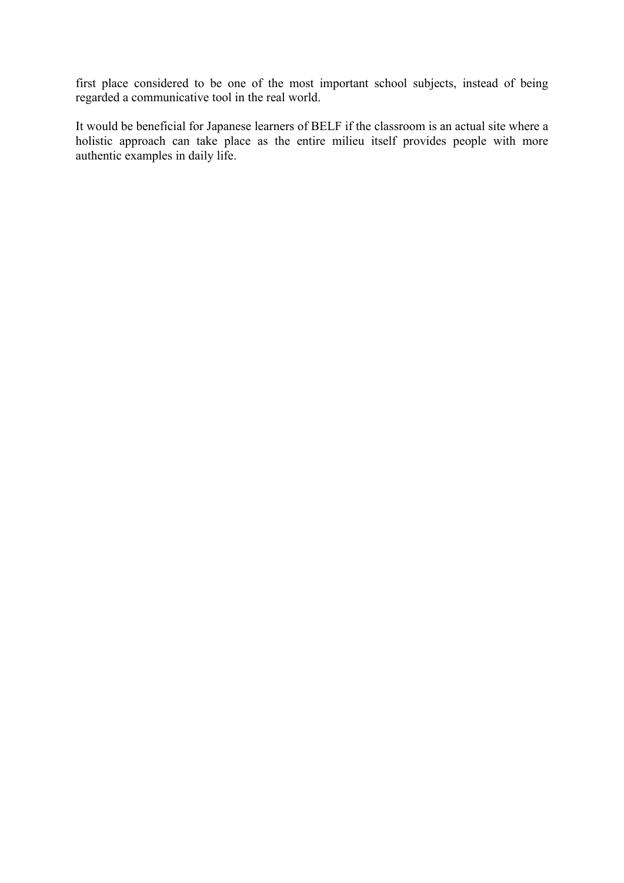first place considered to be one of the most important school subjects, instead of being regarded a communicative tool in the real world.

It would be beneficial for Japanese learners of BELF if the classroom is an actual site where a holistic approach can take place as the entire milieu itself provides people with more authentic examples in daily life.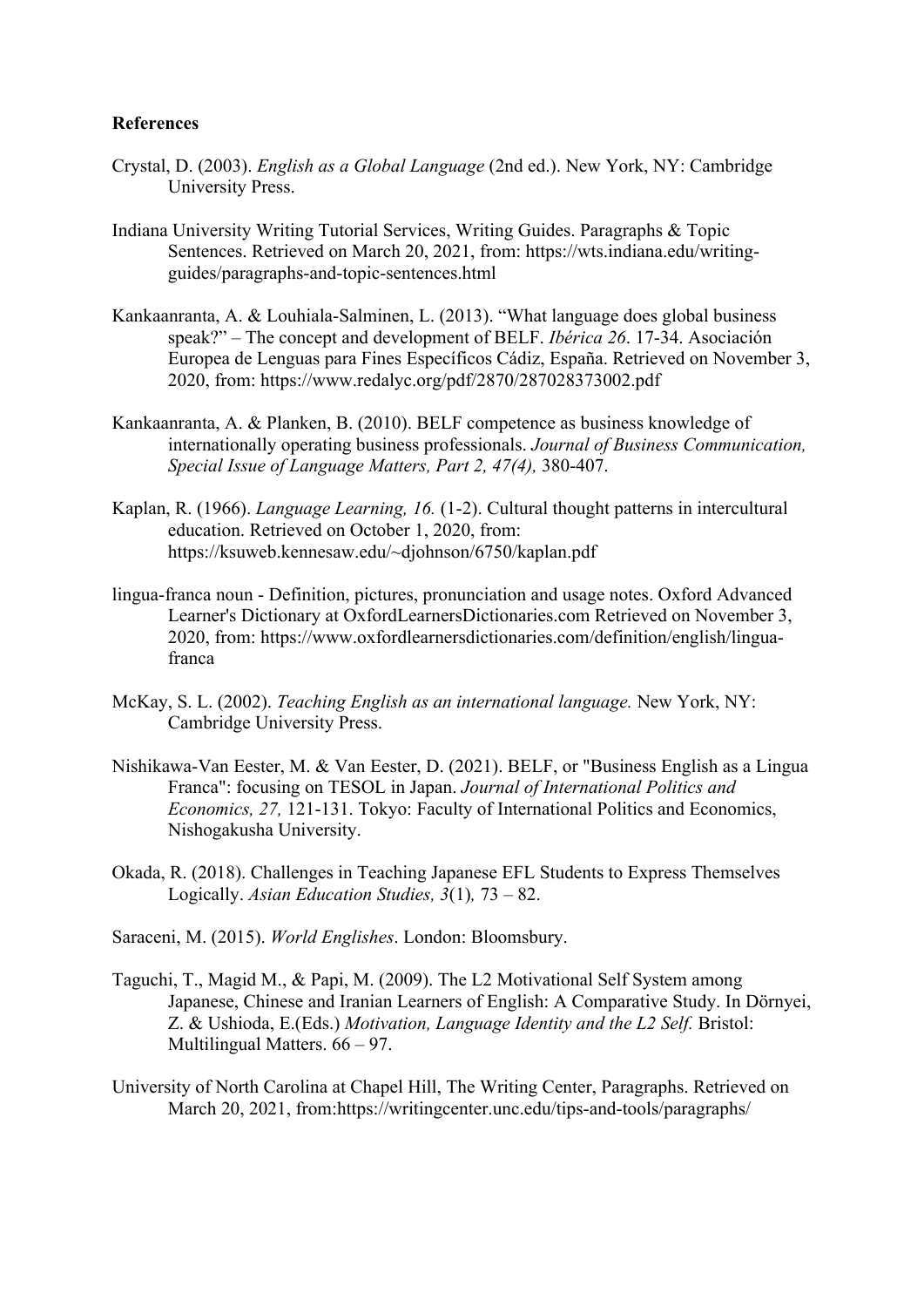**References**

Crystal, D. (2003). *English as a Global Language* (2nd ed.). New York, NY: Cambridge University Press.

Indiana University Writing Tutorial Services, Writing Guides. Paragraphs & Topic Sentences. Retrieved on March 20, 2021, from: https://wts.indiana.edu/writing-guides/paragraphs-and-topic-sentences.html

Kankaanranta, A. & Louhiala-Salminen, L. (2013). "What language does global business speak?" – The concept and development of BELF. *Ibérica 26*. 17-34. Asociación Europea de Lenguas para Fines Específicos Cádiz, España. Retrieved on November 3, 2020, from: https://www.redalyc.org/pdf/2870/287028373002.pdf

Kankaanranta, A. & Planken, B. (2010). BELF competence as business knowledge of internationally operating business professionals. *Journal of Business Communication, Special Issue of Language Matters, Part 2, 47(4),* 380-407.

Kaplan, R. (1966). *Language Learning, 16.* (1-2). Cultural thought patterns in intercultural education. Retrieved on October 1, 2020, from: https://ksuweb.kennesaw.edu/~djohnson/6750/kaplan.pdf

lingua-franca noun - Definition, pictures, pronunciation and usage notes. Oxford Advanced Learner's Dictionary at OxfordLearnersDictionaries.com Retrieved on November 3, 2020, from: https://www.oxfordlearnersdictionaries.com/definition/english/lingua-franca

McKay, S. L. (2002). *Teaching English as an international language.* New York, NY: Cambridge University Press.

Nishikawa-Van Eester, M. & Van Eester, D. (2021). BELF, or "Business English as a Lingua Franca": focusing on TESOL in Japan. *Journal of International Politics and Economics, 27,* 121-131. Tokyo: Faculty of International Politics and Economics, Nishogakusha University.

Okada, R. (2018). Challenges in Teaching Japanese EFL Students to Express Themselves Logically. *Asian Education Studies, 3*(1)*,* 73 – 82.

Saraceni, M. (2015). *World Englishes*. London: Bloomsbury.

Taguchi, T., Magid M., & Papi, M. (2009). The L2 Motivational Self System among Japanese, Chinese and Iranian Learners of English: A Comparative Study. In Dörnyei, Z. & Ushioda, E.(Eds.) *Motivation, Language Identity and the L2 Self.* Bristol: Multilingual Matters. 66 – 97.

University of North Carolina at Chapel Hill, The Writing Center, Paragraphs. Retrieved on March 20, 2021, from:https://writingcenter.unc.edu/tips-and-tools/paragraphs/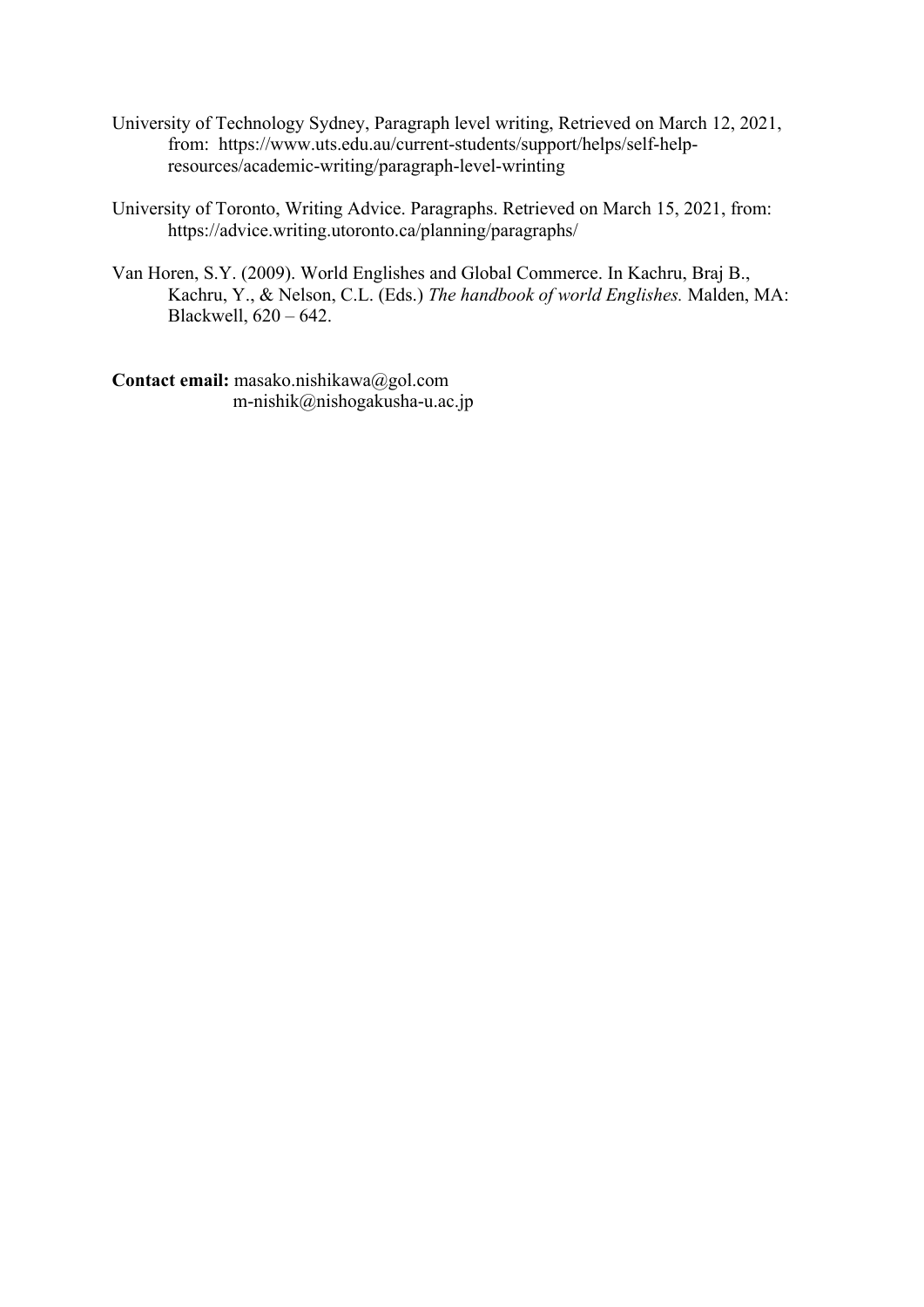University of Technology Sydney, Paragraph level writing, Retrieved on March 12, 2021, from: https://www.uts.edu.au/current-students/support/helps/self-help-resources/academic-writing/paragraph-level-wrinting

University of Toronto, Writing Advice. Paragraphs. Retrieved on March 15, 2021, from: https://advice.writing.utoronto.ca/planning/paragraphs/

Van Horen, S.Y. (2009). World Englishes and Global Commerce. In Kachru, Braj B., Kachru, Y., & Nelson, C.L. (Eds.) *The handbook of world Englishes.* Malden, MA: Blackwell, 620 – 642.

**Contact email:** masako.nishikawa@gol.com
m-nishik@nishogakusha-u.ac.jp